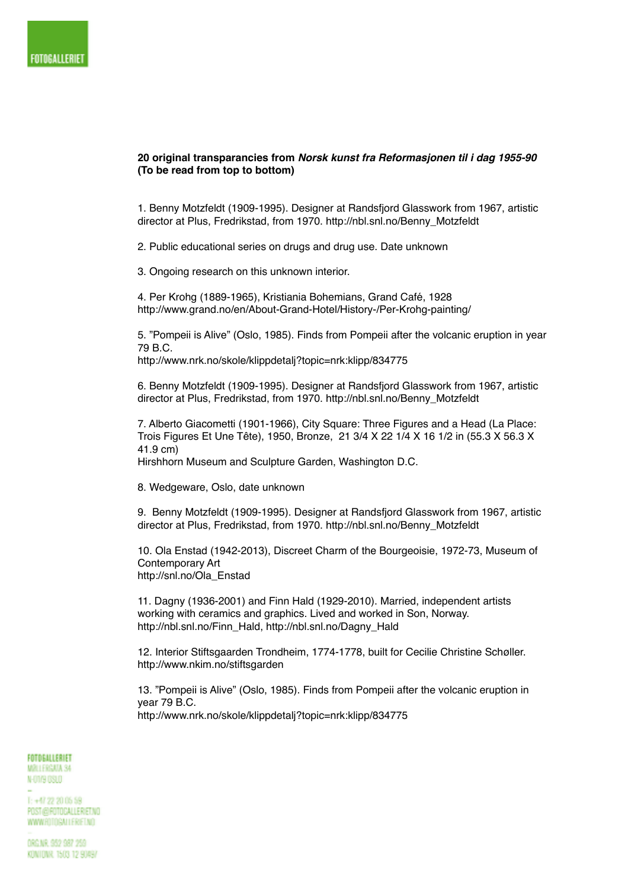**20 original transparancies from *Norsk kunst fra Reformasjonen til i dag 1955-90* (To be read from top to bottom)**

1. Benny Motzfeldt (1909-1995). Designer at Randsfjord Glasswork from 1967, artistic director at Plus, Fredrikstad, from 1970. http://nbl.snl.no/Benny_Motzfeldt

2. Public educational series on drugs and drug use. Date unknown

3. Ongoing research on this unknown interior.

4. Per Krohg (1889-1965), Kristiania Bohemians, Grand Café, 1928 http://www.grand.no/en/About-Grand-Hotel/History-/Per-Krohg-painting/

5. "Pompeii is Alive" (Oslo, 1985). Finds from Pompeii after the volcanic eruption in year 79 B.C.
http://www.nrk.no/skole/klippdetalj?topic=nrk:klipp/834775

6. Benny Motzfeldt (1909-1995). Designer at Randsfjord Glasswork from 1967, artistic director at Plus, Fredrikstad, from 1970. http://nbl.snl.no/Benny_Motzfeldt

7. Alberto Giacometti (1901-1966), City Square: Three Figures and a Head (La Place: Trois Figures Et Une Tête), 1950, Bronze, 21 3/4 X 22 1/4 X 16 1/2 in (55.3 X 56.3 X 41.9 cm)
Hirshhorn Museum and Sculpture Garden, Washington D.C.

8. Wedgeware, Oslo, date unknown

9. Benny Motzfeldt (1909-1995). Designer at Randsfjord Glasswork from 1967, artistic director at Plus, Fredrikstad, from 1970. http://nbl.snl.no/Benny_Motzfeldt

10. Ola Enstad (1942-2013), Discreet Charm of the Bourgeoisie, 1972-73, Museum of Contemporary Art
http://snl.no/Ola_Enstad

11. Dagny (1936-2001) and Finn Hald (1929-2010). Married, independent artists working with ceramics and graphics. Lived and worked in Son, Norway.
http://nbl.snl.no/Finn_Hald, http://nbl.snl.no/Dagny_Hald

12. Interior Stiftsgaarden Trondheim, 1774-1778, built for Cecilie Christine Schøller.
http://www.nkim.no/stiftsgarden

13. "Pompeii is Alive" (Oslo, 1985). Finds from Pompeii after the volcanic eruption in year 79 B.C.
http://www.nrk.no/skole/klippdetalj?topic=nrk:klipp/834775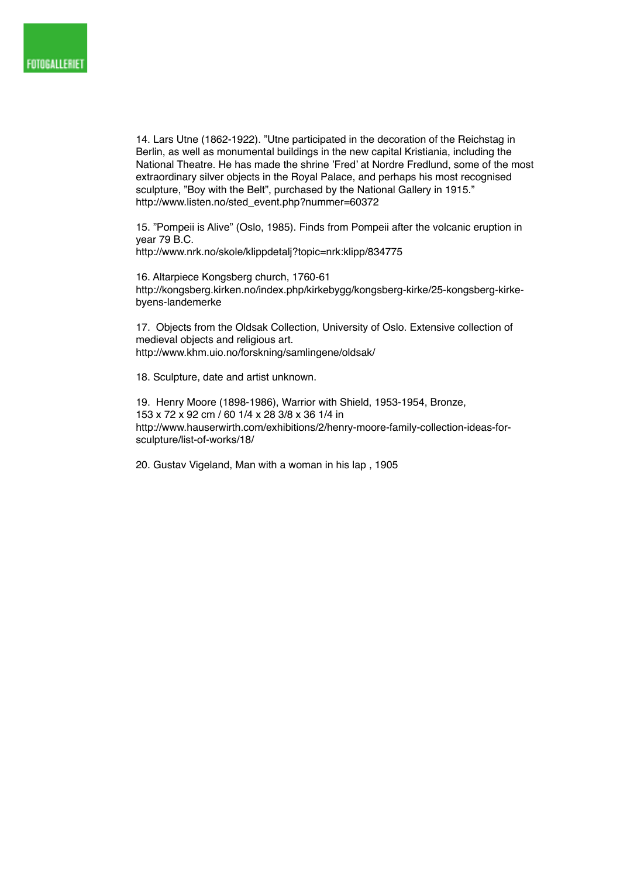14. Lars Utne (1862-1922). ”Utne participated in the decoration of the Reichstag in Berlin, as well as monumental buildings in the new capital Kristiania, including the National Theatre. He has made the shrine ’Fred’ at Nordre Fredlund, some of the most extraordinary silver objects in the Royal Palace, and perhaps his most recognised sculpture, ”Boy with the Belt”, purchased by the National Gallery in 1915.”
http://www.listen.no/sted_event.php?nummer=60372

15. ”Pompeii is Alive” (Oslo, 1985). Finds from Pompeii after the volcanic eruption in year 79 B.C.
http://www.nrk.no/skole/klippdetalj?topic=nrk:klipp/834775

16. Altarpiece Kongsberg church, 1760-61
http://kongsberg.kirken.no/index.php/kirkebygg/kongsberg-kirke/25-kongsberg-kirke-byens-landemerke

17. Objects from the Oldsak Collection, University of Oslo. Extensive collection of medieval objects and religious art.
http://www.khm.uio.no/forskning/samlingene/oldsak/

18. Sculpture, date and artist unknown.

19. Henry Moore (1898-1986), Warrior with Shield, 1953-1954, Bronze,
153 x 72 x 92 cm / 60 1/4 x 28 3/8 x 36 1/4 in
http://www.hauserwirth.com/exhibitions/2/henry-moore-family-collection-ideas-for-sculpture/list-of-works/18/

20. Gustav Vigeland, Man with a woman in his lap , 1905